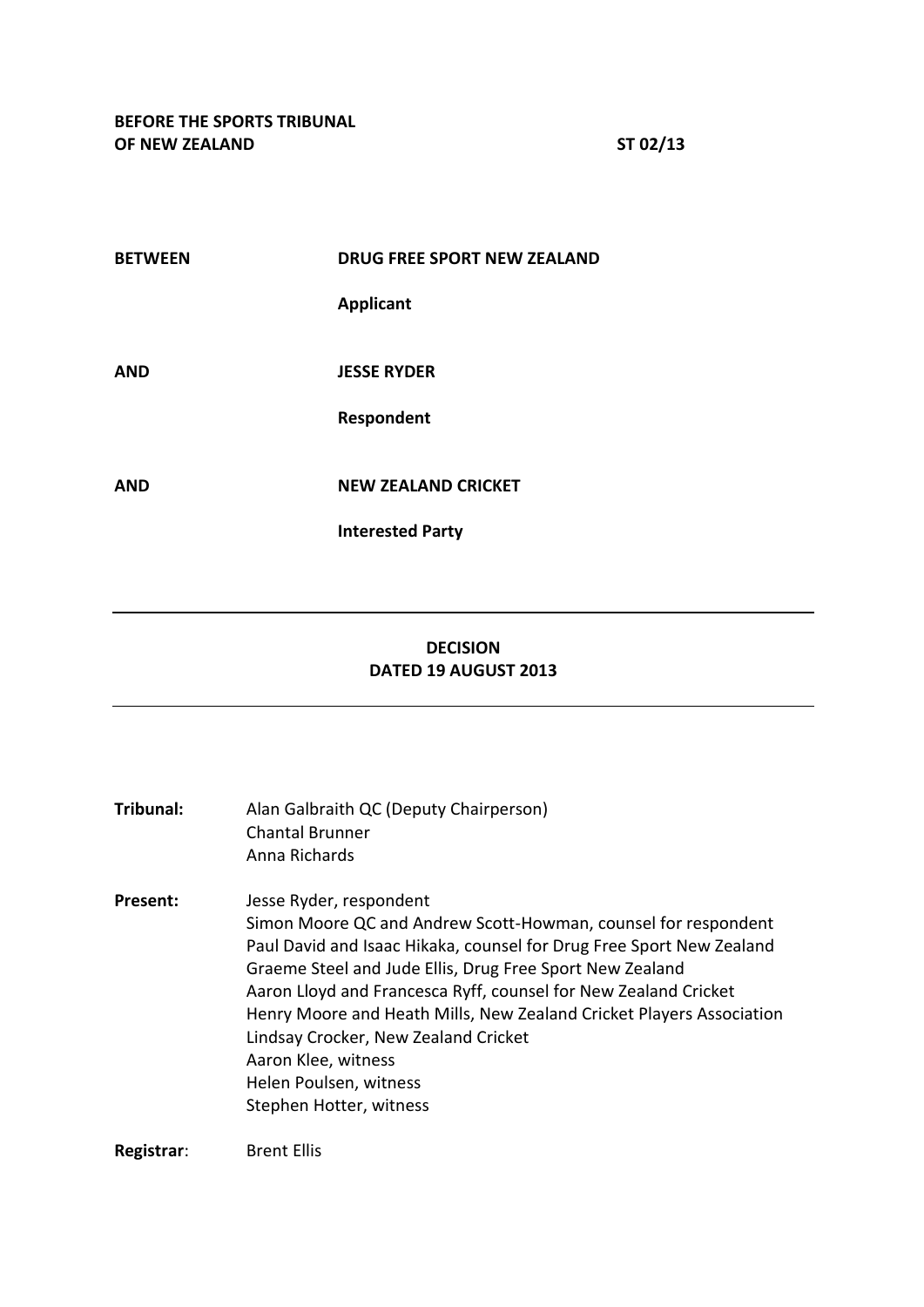**BEFORE THE SPORTS TRIBUNAL OF NEW ZEALAND** **ST 02/13**

| | |
|---|---|
| **BETWEEN** | **DRUG FREE SPORT NEW ZEALAND** |
| | **Applicant** |
| **AND** | **JESSE RYDER** |
| | **Respondent** |
| **AND** | **NEW ZEALAND CRICKET** |
| | **Interested Party** |

---

**DECISION**
**DATED 19 AUGUST 2013**

---

**Tribunal:** Alan Galbraith QC (Deputy Chairperson)
Chantal Brunner
Anna Richards

**Present:** Jesse Ryder, respondent
Simon Moore QC and Andrew Scott-Howman, counsel for respondent
Paul David and Isaac Hikaka, counsel for Drug Free Sport New Zealand
Graeme Steel and Jude Ellis, Drug Free Sport New Zealand
Aaron Lloyd and Francesca Ryff, counsel for New Zealand Cricket
Henry Moore and Heath Mills, New Zealand Cricket Players Association
Lindsay Crocker, New Zealand Cricket
Aaron Klee, witness
Helen Poulsen, witness
Stephen Hotter, witness

**Registrar**: Brent Ellis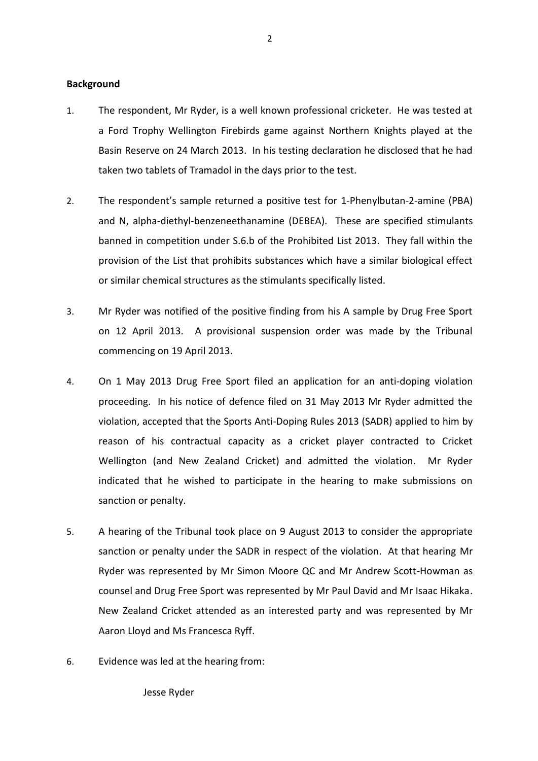**Background**

1. The respondent, Mr Ryder, is a well known professional cricketer. He was tested at a Ford Trophy Wellington Firebirds game against Northern Knights played at the Basin Reserve on 24 March 2013. In his testing declaration he disclosed that he had taken two tablets of Tramadol in the days prior to the test.

2. The respondent's sample returned a positive test for 1-Phenylbutan-2-amine (PBA) and N, alpha-diethyl-benzeneethanamine (DEBEA). These are specified stimulants banned in competition under S.6.b of the Prohibited List 2013. They fall within the provision of the List that prohibits substances which have a similar biological effect or similar chemical structures as the stimulants specifically listed.

3. Mr Ryder was notified of the positive finding from his A sample by Drug Free Sport on 12 April 2013. A provisional suspension order was made by the Tribunal commencing on 19 April 2013.

4. On 1 May 2013 Drug Free Sport filed an application for an anti-doping violation proceeding. In his notice of defence filed on 31 May 2013 Mr Ryder admitted the violation, accepted that the Sports Anti-Doping Rules 2013 (SADR) applied to him by reason of his contractual capacity as a cricket player contracted to Cricket Wellington (and New Zealand Cricket) and admitted the violation. Mr Ryder indicated that he wished to participate in the hearing to make submissions on sanction or penalty.

5. A hearing of the Tribunal took place on 9 August 2013 to consider the appropriate sanction or penalty under the SADR in respect of the violation. At that hearing Mr Ryder was represented by Mr Simon Moore QC and Mr Andrew Scott-Howman as counsel and Drug Free Sport was represented by Mr Paul David and Mr Isaac Hikaka. New Zealand Cricket attended as an interested party and was represented by Mr Aaron Lloyd and Ms Francesca Ryff.

6. Evidence was led at the hearing from:

   Jesse Ryder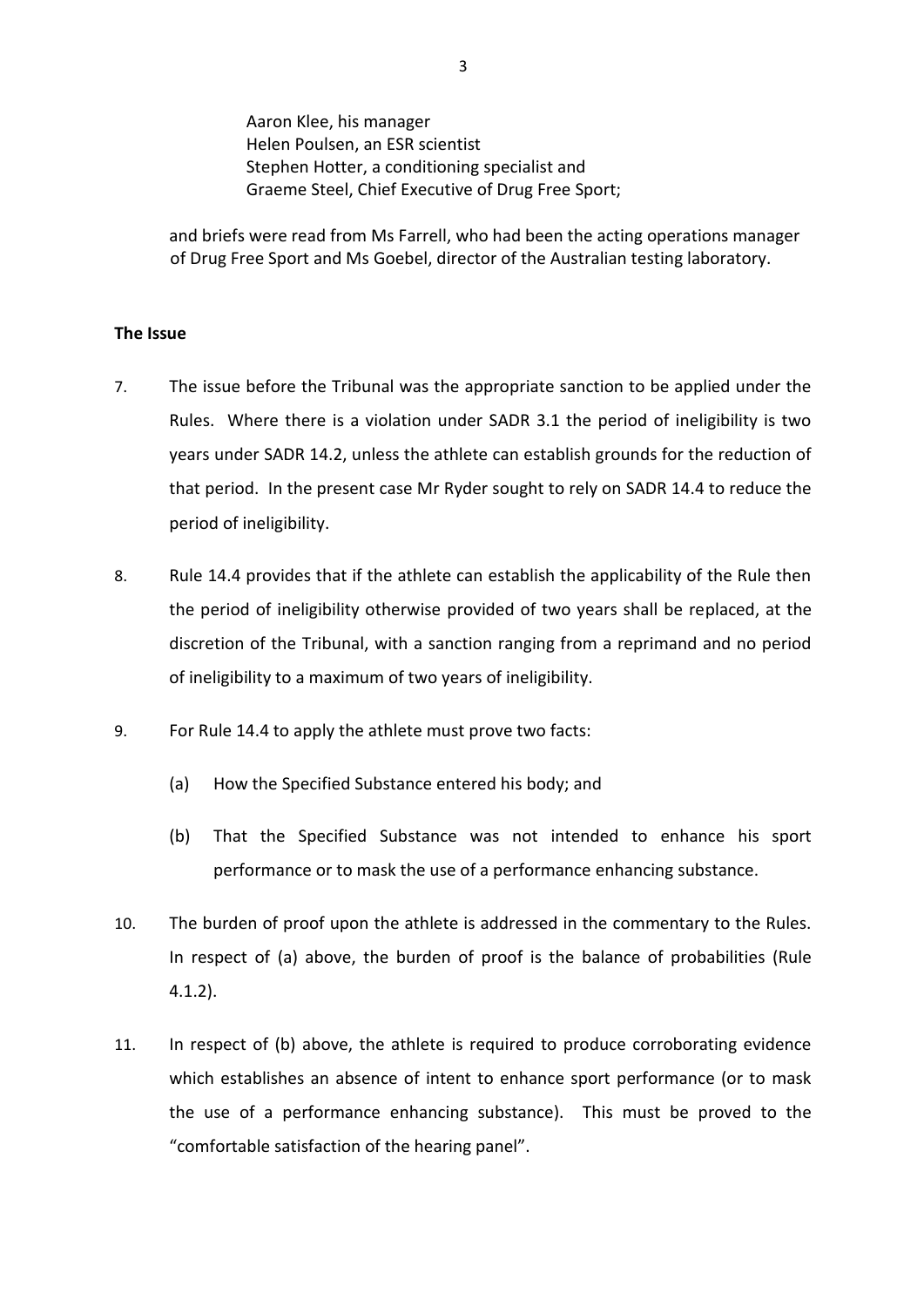Aaron Klee, his manager
Helen Poulsen, an ESR scientist
Stephen Hotter, a conditioning specialist and
Graeme Steel, Chief Executive of Drug Free Sport;

and briefs were read from Ms Farrell, who had been the acting operations manager of Drug Free Sport and Ms Goebel, director of the Australian testing laboratory.

**The Issue**

7. The issue before the Tribunal was the appropriate sanction to be applied under the Rules. Where there is a violation under SADR 3.1 the period of ineligibility is two years under SADR 14.2, unless the athlete can establish grounds for the reduction of that period. In the present case Mr Ryder sought to rely on SADR 14.4 to reduce the period of ineligibility.

8. Rule 14.4 provides that if the athlete can establish the applicability of the Rule then the period of ineligibility otherwise provided of two years shall be replaced, at the discretion of the Tribunal, with a sanction ranging from a reprimand and no period of ineligibility to a maximum of two years of ineligibility.

9. For Rule 14.4 to apply the athlete must prove two facts:

   (a) How the Specified Substance entered his body; and

   (b) That the Specified Substance was not intended to enhance his sport performance or to mask the use of a performance enhancing substance.

10. The burden of proof upon the athlete is addressed in the commentary to the Rules. In respect of (a) above, the burden of proof is the balance of probabilities (Rule 4.1.2).

11. In respect of (b) above, the athlete is required to produce corroborating evidence which establishes an absence of intent to enhance sport performance (or to mask the use of a performance enhancing substance). This must be proved to the "comfortable satisfaction of the hearing panel".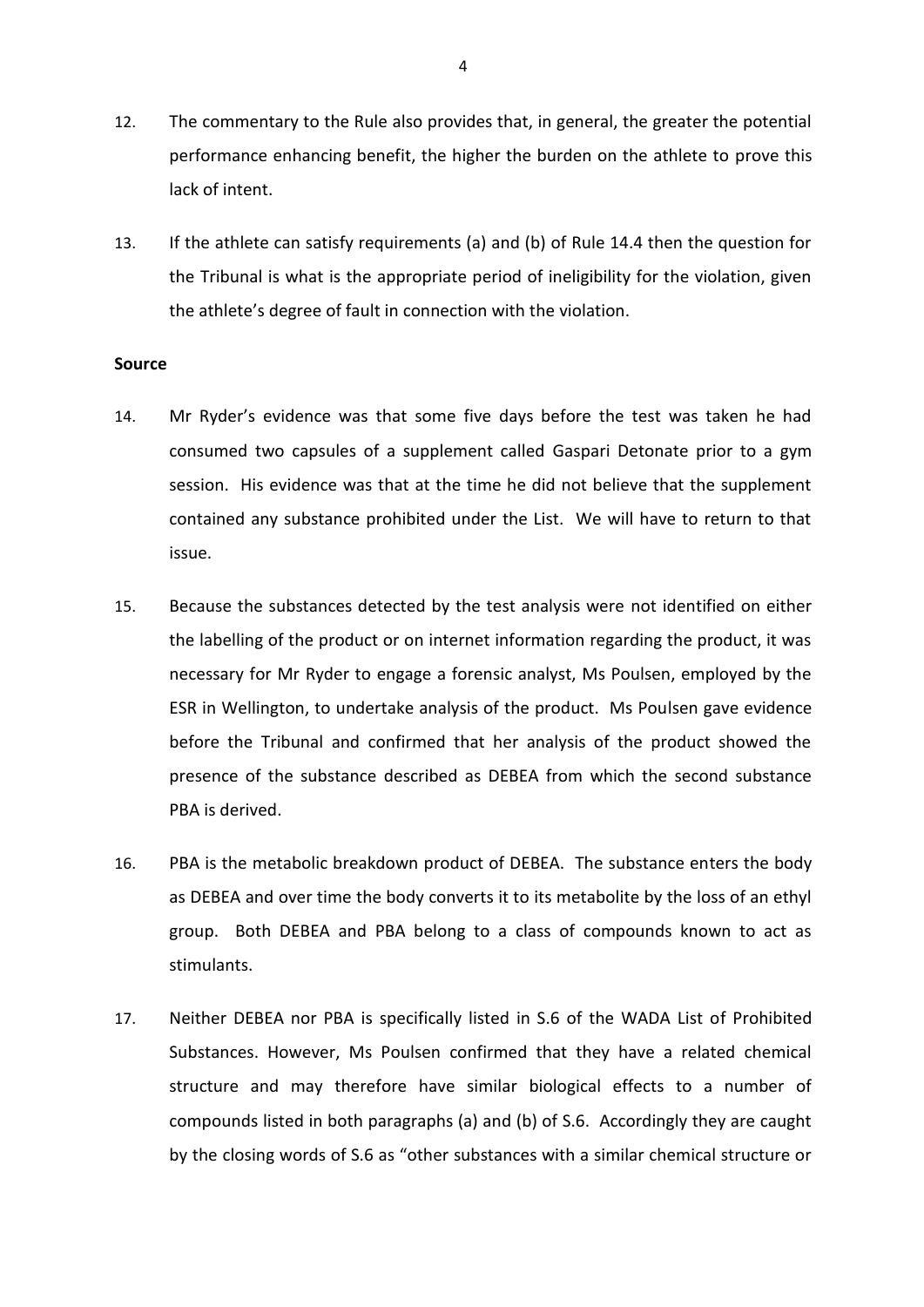12. The commentary to the Rule also provides that, in general, the greater the potential performance enhancing benefit, the higher the burden on the athlete to prove this lack of intent.

13. If the athlete can satisfy requirements (a) and (b) of Rule 14.4 then the question for the Tribunal is what is the appropriate period of ineligibility for the violation, given the athlete's degree of fault in connection with the violation.

**Source**

14. Mr Ryder's evidence was that some five days before the test was taken he had consumed two capsules of a supplement called Gaspari Detonate prior to a gym session. His evidence was that at the time he did not believe that the supplement contained any substance prohibited under the List. We will have to return to that issue.

15. Because the substances detected by the test analysis were not identified on either the labelling of the product or on internet information regarding the product, it was necessary for Mr Ryder to engage a forensic analyst, Ms Poulsen, employed by the ESR in Wellington, to undertake analysis of the product. Ms Poulsen gave evidence before the Tribunal and confirmed that her analysis of the product showed the presence of the substance described as DEBEA from which the second substance PBA is derived.

16. PBA is the metabolic breakdown product of DEBEA. The substance enters the body as DEBEA and over time the body converts it to its metabolite by the loss of an ethyl group. Both DEBEA and PBA belong to a class of compounds known to act as stimulants.

17. Neither DEBEA nor PBA is specifically listed in S.6 of the WADA List of Prohibited Substances. However, Ms Poulsen confirmed that they have a related chemical structure and may therefore have similar biological effects to a number of compounds listed in both paragraphs (a) and (b) of S.6. Accordingly they are caught by the closing words of S.6 as "other substances with a similar chemical structure or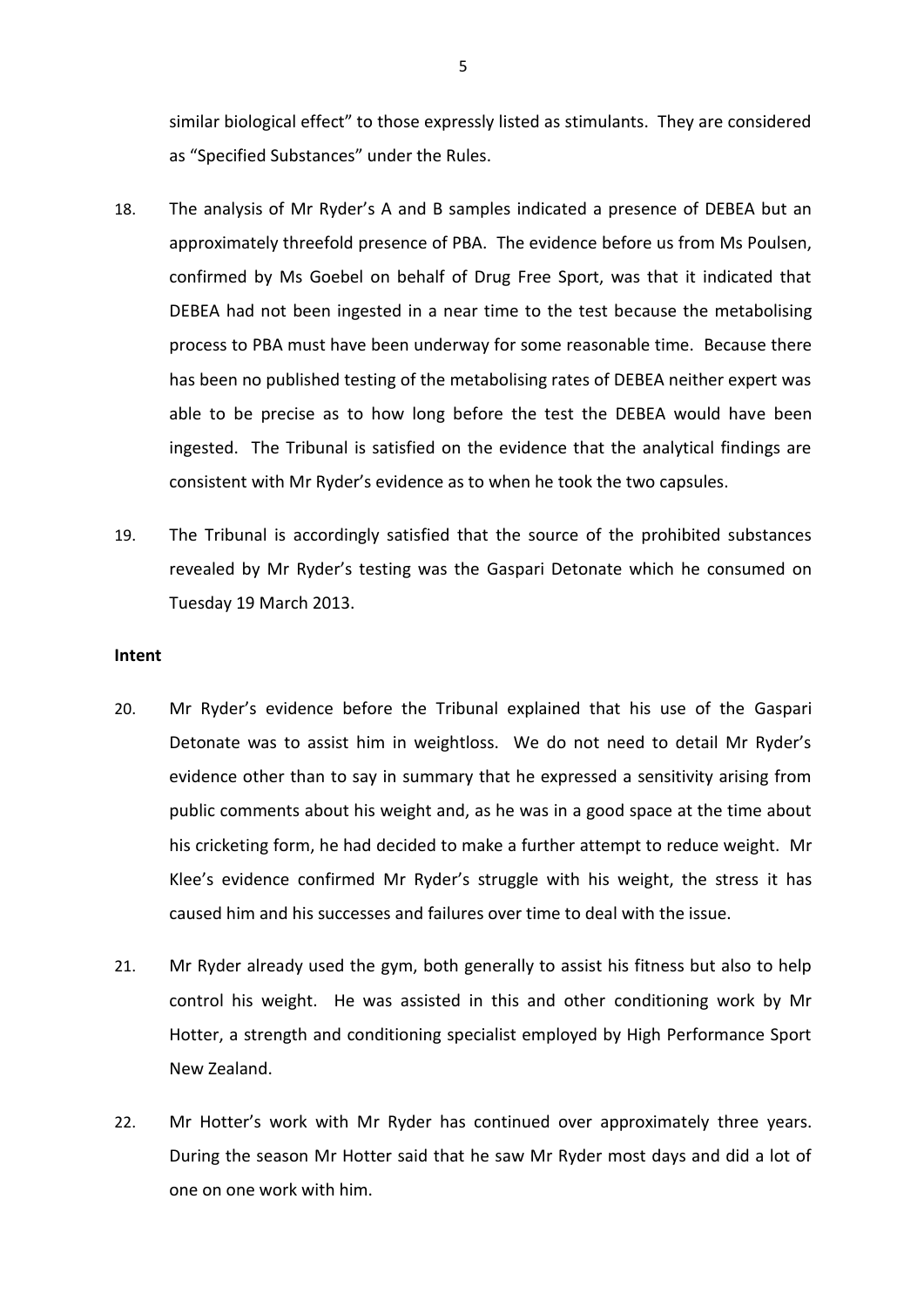similar biological effect" to those expressly listed as stimulants. They are considered as "Specified Substances" under the Rules.

18. The analysis of Mr Ryder's A and B samples indicated a presence of DEBEA but an approximately threefold presence of PBA. The evidence before us from Ms Poulsen, confirmed by Ms Goebel on behalf of Drug Free Sport, was that it indicated that DEBEA had not been ingested in a near time to the test because the metabolising process to PBA must have been underway for some reasonable time. Because there has been no published testing of the metabolising rates of DEBEA neither expert was able to be precise as to how long before the test the DEBEA would have been ingested. The Tribunal is satisfied on the evidence that the analytical findings are consistent with Mr Ryder's evidence as to when he took the two capsules.

19. The Tribunal is accordingly satisfied that the source of the prohibited substances revealed by Mr Ryder's testing was the Gaspari Detonate which he consumed on Tuesday 19 March 2013.

**Intent**

20. Mr Ryder's evidence before the Tribunal explained that his use of the Gaspari Detonate was to assist him in weightloss. We do not need to detail Mr Ryder's evidence other than to say in summary that he expressed a sensitivity arising from public comments about his weight and, as he was in a good space at the time about his cricketing form, he had decided to make a further attempt to reduce weight. Mr Klee's evidence confirmed Mr Ryder's struggle with his weight, the stress it has caused him and his successes and failures over time to deal with the issue.

21. Mr Ryder already used the gym, both generally to assist his fitness but also to help control his weight. He was assisted in this and other conditioning work by Mr Hotter, a strength and conditioning specialist employed by High Performance Sport New Zealand.

22. Mr Hotter's work with Mr Ryder has continued over approximately three years. During the season Mr Hotter said that he saw Mr Ryder most days and did a lot of one on one work with him.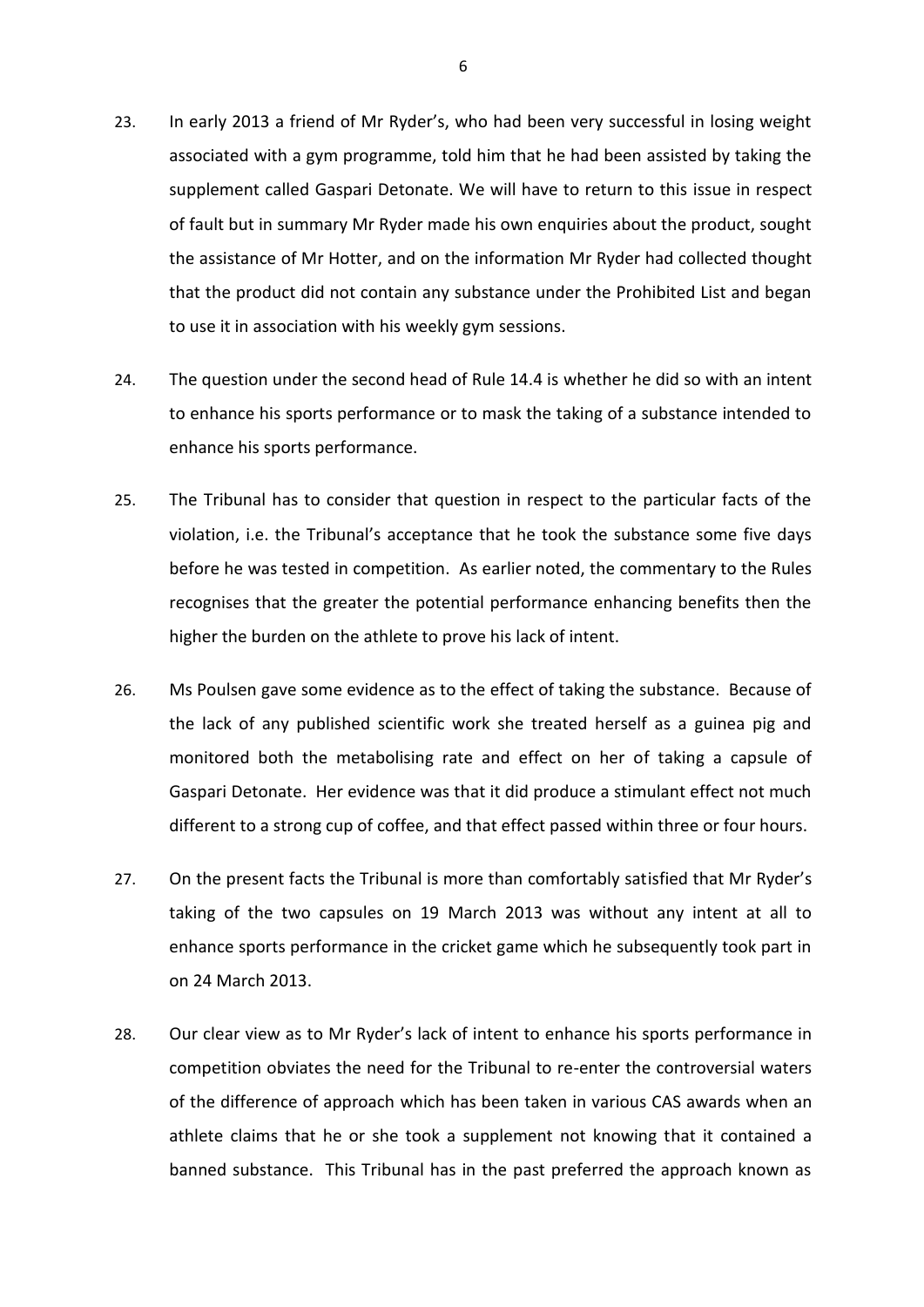23. In early 2013 a friend of Mr Ryder's, who had been very successful in losing weight associated with a gym programme, told him that he had been assisted by taking the supplement called Gaspari Detonate. We will have to return to this issue in respect of fault but in summary Mr Ryder made his own enquiries about the product, sought the assistance of Mr Hotter, and on the information Mr Ryder had collected thought that the product did not contain any substance under the Prohibited List and began to use it in association with his weekly gym sessions.

24. The question under the second head of Rule 14.4 is whether he did so with an intent to enhance his sports performance or to mask the taking of a substance intended to enhance his sports performance.

25. The Tribunal has to consider that question in respect to the particular facts of the violation, i.e. the Tribunal's acceptance that he took the substance some five days before he was tested in competition. As earlier noted, the commentary to the Rules recognises that the greater the potential performance enhancing benefits then the higher the burden on the athlete to prove his lack of intent.

26. Ms Poulsen gave some evidence as to the effect of taking the substance. Because of the lack of any published scientific work she treated herself as a guinea pig and monitored both the metabolising rate and effect on her of taking a capsule of Gaspari Detonate. Her evidence was that it did produce a stimulant effect not much different to a strong cup of coffee, and that effect passed within three or four hours.

27. On the present facts the Tribunal is more than comfortably satisfied that Mr Ryder's taking of the two capsules on 19 March 2013 was without any intent at all to enhance sports performance in the cricket game which he subsequently took part in on 24 March 2013.

28. Our clear view as to Mr Ryder's lack of intent to enhance his sports performance in competition obviates the need for the Tribunal to re-enter the controversial waters of the difference of approach which has been taken in various CAS awards when an athlete claims that he or she took a supplement not knowing that it contained a banned substance. This Tribunal has in the past preferred the approach known as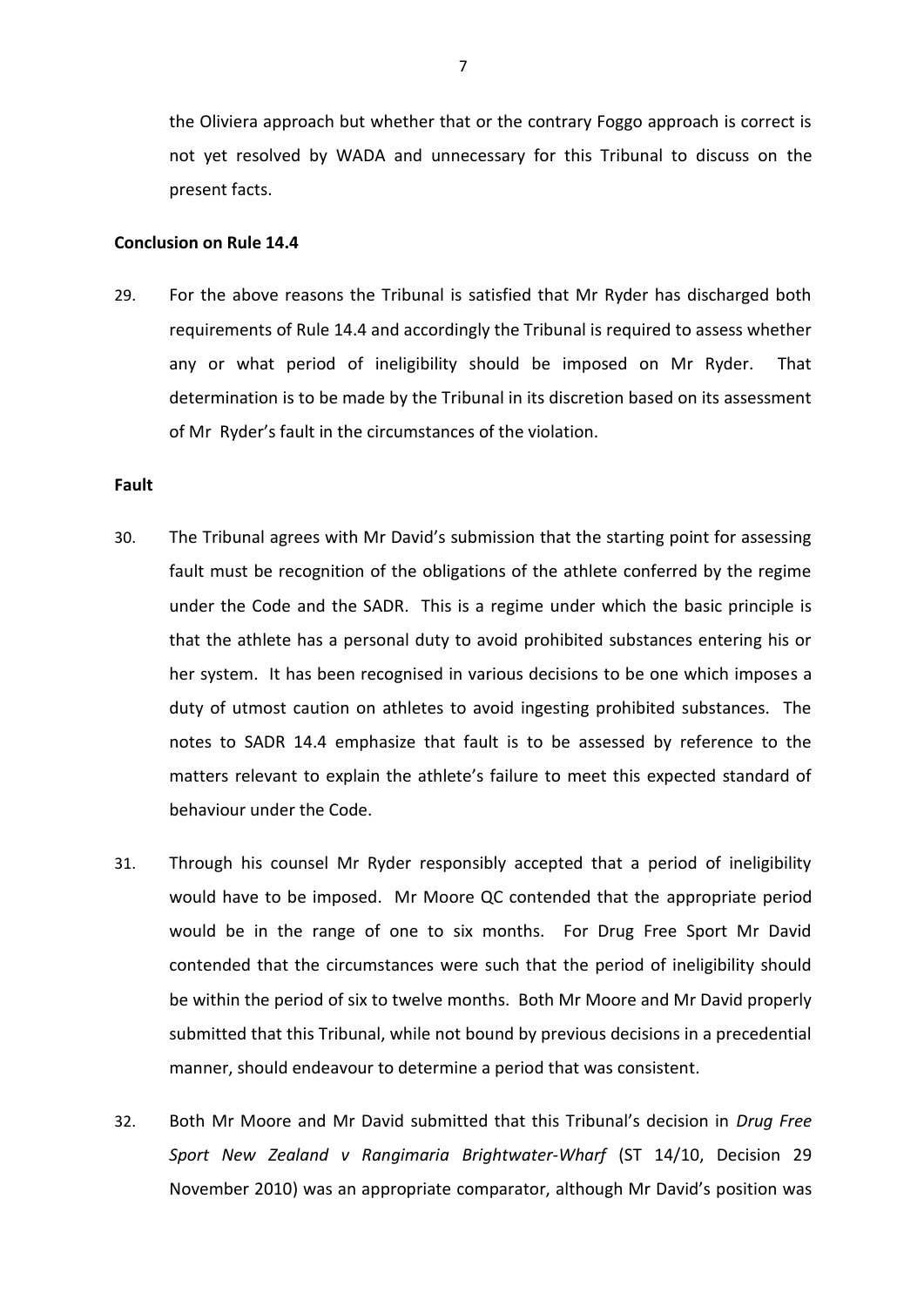the Oliviera approach but whether that or the contrary Foggo approach is correct is not yet resolved by WADA and unnecessary for this Tribunal to discuss on the present facts.

**Conclusion on Rule 14.4**

29. For the above reasons the Tribunal is satisfied that Mr Ryder has discharged both requirements of Rule 14.4 and accordingly the Tribunal is required to assess whether any or what period of ineligibility should be imposed on Mr Ryder. That determination is to be made by the Tribunal in its discretion based on its assessment of Mr Ryder's fault in the circumstances of the violation.

**Fault**

30. The Tribunal agrees with Mr David's submission that the starting point for assessing fault must be recognition of the obligations of the athlete conferred by the regime under the Code and the SADR. This is a regime under which the basic principle is that the athlete has a personal duty to avoid prohibited substances entering his or her system. It has been recognised in various decisions to be one which imposes a duty of utmost caution on athletes to avoid ingesting prohibited substances. The notes to SADR 14.4 emphasize that fault is to be assessed by reference to the matters relevant to explain the athlete's failure to meet this expected standard of behaviour under the Code.

31. Through his counsel Mr Ryder responsibly accepted that a period of ineligibility would have to be imposed. Mr Moore QC contended that the appropriate period would be in the range of one to six months. For Drug Free Sport Mr David contended that the circumstances were such that the period of ineligibility should be within the period of six to twelve months. Both Mr Moore and Mr David properly submitted that this Tribunal, while not bound by previous decisions in a precedential manner, should endeavour to determine a period that was consistent.

32. Both Mr Moore and Mr David submitted that this Tribunal's decision in *Drug Free Sport New Zealand v Rangimaria Brightwater-Wharf* (ST 14/10, Decision 29 November 2010) was an appropriate comparator, although Mr David's position was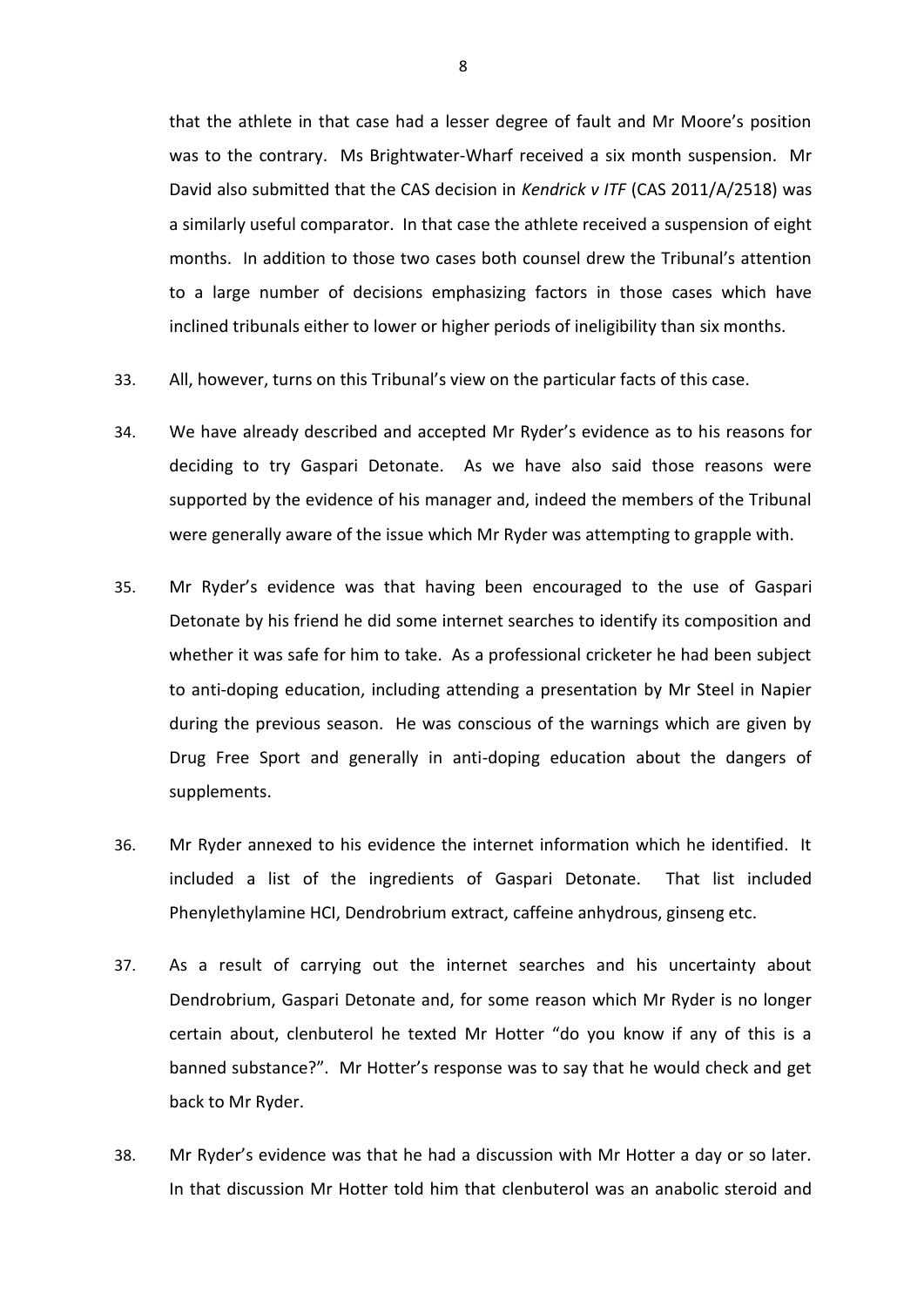that the athlete in that case had a lesser degree of fault and Mr Moore's position was to the contrary. Ms Brightwater-Wharf received a six month suspension. Mr David also submitted that the CAS decision in *Kendrick v ITF* (CAS 2011/A/2518) was a similarly useful comparator. In that case the athlete received a suspension of eight months. In addition to those two cases both counsel drew the Tribunal's attention to a large number of decisions emphasizing factors in those cases which have inclined tribunals either to lower or higher periods of ineligibility than six months.

33. All, however, turns on this Tribunal's view on the particular facts of this case.

34. We have already described and accepted Mr Ryder's evidence as to his reasons for deciding to try Gaspari Detonate. As we have also said those reasons were supported by the evidence of his manager and, indeed the members of the Tribunal were generally aware of the issue which Mr Ryder was attempting to grapple with.

35. Mr Ryder's evidence was that having been encouraged to the use of Gaspari Detonate by his friend he did some internet searches to identify its composition and whether it was safe for him to take. As a professional cricketer he had been subject to anti-doping education, including attending a presentation by Mr Steel in Napier during the previous season. He was conscious of the warnings which are given by Drug Free Sport and generally in anti-doping education about the dangers of supplements.

36. Mr Ryder annexed to his evidence the internet information which he identified. It included a list of the ingredients of Gaspari Detonate. That list included Phenylethylamine HCI, Dendrobrium extract, caffeine anhydrous, ginseng etc.

37. As a result of carrying out the internet searches and his uncertainty about Dendrobrium, Gaspari Detonate and, for some reason which Mr Ryder is no longer certain about, clenbuterol he texted Mr Hotter "do you know if any of this is a banned substance?". Mr Hotter's response was to say that he would check and get back to Mr Ryder.

38. Mr Ryder's evidence was that he had a discussion with Mr Hotter a day or so later. In that discussion Mr Hotter told him that clenbuterol was an anabolic steroid and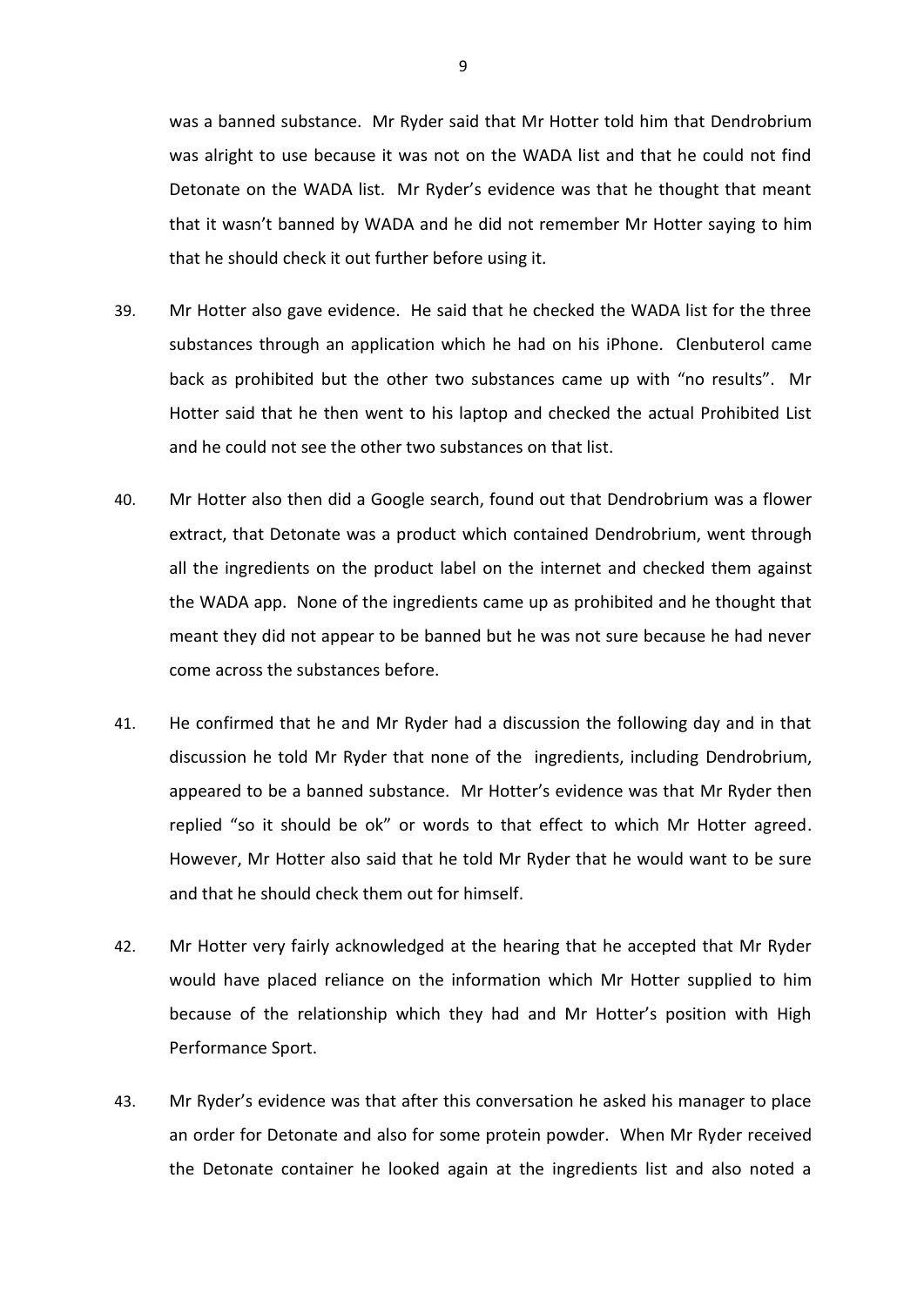was a banned substance. Mr Ryder said that Mr Hotter told him that Dendrobrium was alright to use because it was not on the WADA list and that he could not find Detonate on the WADA list. Mr Ryder's evidence was that he thought that meant that it wasn't banned by WADA and he did not remember Mr Hotter saying to him that he should check it out further before using it.

39. Mr Hotter also gave evidence. He said that he checked the WADA list for the three substances through an application which he had on his iPhone. Clenbuterol came back as prohibited but the other two substances came up with "no results". Mr Hotter said that he then went to his laptop and checked the actual Prohibited List and he could not see the other two substances on that list.

40. Mr Hotter also then did a Google search, found out that Dendrobrium was a flower extract, that Detonate was a product which contained Dendrobrium, went through all the ingredients on the product label on the internet and checked them against the WADA app. None of the ingredients came up as prohibited and he thought that meant they did not appear to be banned but he was not sure because he had never come across the substances before.

41. He confirmed that he and Mr Ryder had a discussion the following day and in that discussion he told Mr Ryder that none of the ingredients, including Dendrobrium, appeared to be a banned substance. Mr Hotter's evidence was that Mr Ryder then replied "so it should be ok" or words to that effect to which Mr Hotter agreed. However, Mr Hotter also said that he told Mr Ryder that he would want to be sure and that he should check them out for himself.

42. Mr Hotter very fairly acknowledged at the hearing that he accepted that Mr Ryder would have placed reliance on the information which Mr Hotter supplied to him because of the relationship which they had and Mr Hotter's position with High Performance Sport.

43. Mr Ryder's evidence was that after this conversation he asked his manager to place an order for Detonate and also for some protein powder. When Mr Ryder received the Detonate container he looked again at the ingredients list and also noted a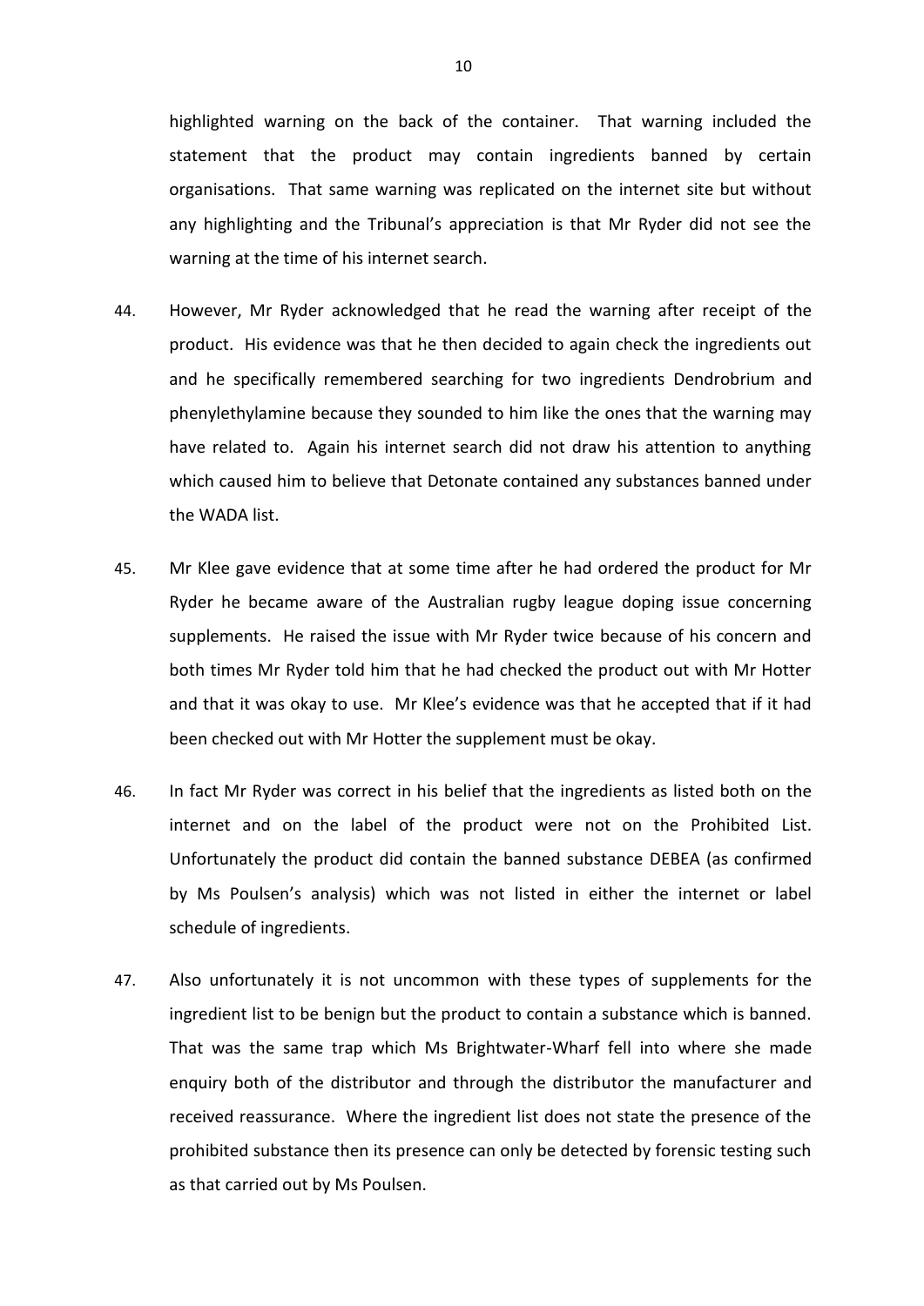highlighted warning on the back of the container. That warning included the statement that the product may contain ingredients banned by certain organisations. That same warning was replicated on the internet site but without any highlighting and the Tribunal's appreciation is that Mr Ryder did not see the warning at the time of his internet search.

44. However, Mr Ryder acknowledged that he read the warning after receipt of the product. His evidence was that he then decided to again check the ingredients out and he specifically remembered searching for two ingredients Dendrobrium and phenylethylamine because they sounded to him like the ones that the warning may have related to. Again his internet search did not draw his attention to anything which caused him to believe that Detonate contained any substances banned under the WADA list.

45. Mr Klee gave evidence that at some time after he had ordered the product for Mr Ryder he became aware of the Australian rugby league doping issue concerning supplements. He raised the issue with Mr Ryder twice because of his concern and both times Mr Ryder told him that he had checked the product out with Mr Hotter and that it was okay to use. Mr Klee's evidence was that he accepted that if it had been checked out with Mr Hotter the supplement must be okay.

46. In fact Mr Ryder was correct in his belief that the ingredients as listed both on the internet and on the label of the product were not on the Prohibited List. Unfortunately the product did contain the banned substance DEBEA (as confirmed by Ms Poulsen's analysis) which was not listed in either the internet or label schedule of ingredients.

47. Also unfortunately it is not uncommon with these types of supplements for the ingredient list to be benign but the product to contain a substance which is banned. That was the same trap which Ms Brightwater-Wharf fell into where she made enquiry both of the distributor and through the distributor the manufacturer and received reassurance. Where the ingredient list does not state the presence of the prohibited substance then its presence can only be detected by forensic testing such as that carried out by Ms Poulsen.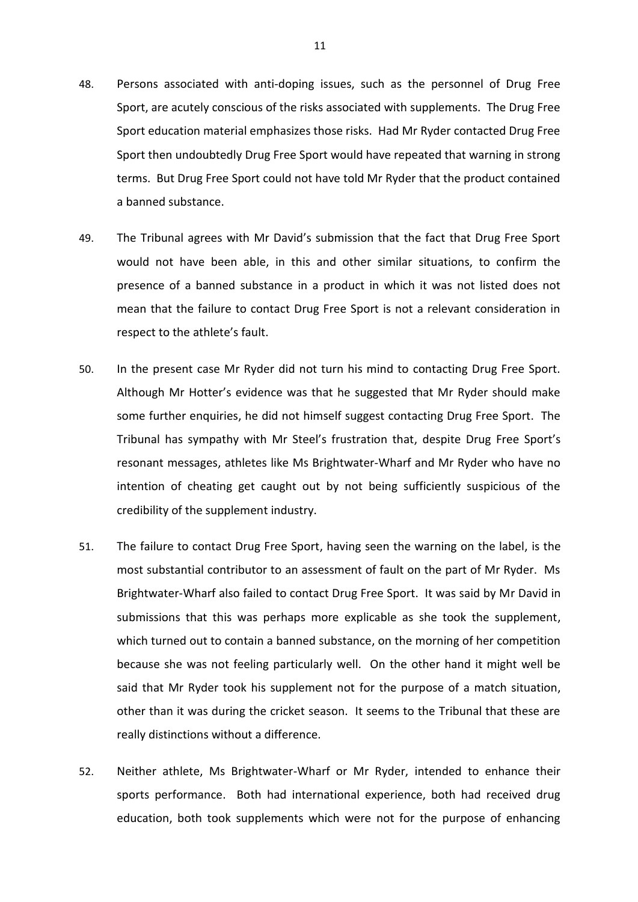48. Persons associated with anti-doping issues, such as the personnel of Drug Free Sport, are acutely conscious of the risks associated with supplements. The Drug Free Sport education material emphasizes those risks. Had Mr Ryder contacted Drug Free Sport then undoubtedly Drug Free Sport would have repeated that warning in strong terms. But Drug Free Sport could not have told Mr Ryder that the product contained a banned substance.

49. The Tribunal agrees with Mr David's submission that the fact that Drug Free Sport would not have been able, in this and other similar situations, to confirm the presence of a banned substance in a product in which it was not listed does not mean that the failure to contact Drug Free Sport is not a relevant consideration in respect to the athlete's fault.

50. In the present case Mr Ryder did not turn his mind to contacting Drug Free Sport. Although Mr Hotter's evidence was that he suggested that Mr Ryder should make some further enquiries, he did not himself suggest contacting Drug Free Sport. The Tribunal has sympathy with Mr Steel's frustration that, despite Drug Free Sport's resonant messages, athletes like Ms Brightwater-Wharf and Mr Ryder who have no intention of cheating get caught out by not being sufficiently suspicious of the credibility of the supplement industry.

51. The failure to contact Drug Free Sport, having seen the warning on the label, is the most substantial contributor to an assessment of fault on the part of Mr Ryder. Ms Brightwater-Wharf also failed to contact Drug Free Sport. It was said by Mr David in submissions that this was perhaps more explicable as she took the supplement, which turned out to contain a banned substance, on the morning of her competition because she was not feeling particularly well. On the other hand it might well be said that Mr Ryder took his supplement not for the purpose of a match situation, other than it was during the cricket season. It seems to the Tribunal that these are really distinctions without a difference.

52. Neither athlete, Ms Brightwater-Wharf or Mr Ryder, intended to enhance their sports performance. Both had international experience, both had received drug education, both took supplements which were not for the purpose of enhancing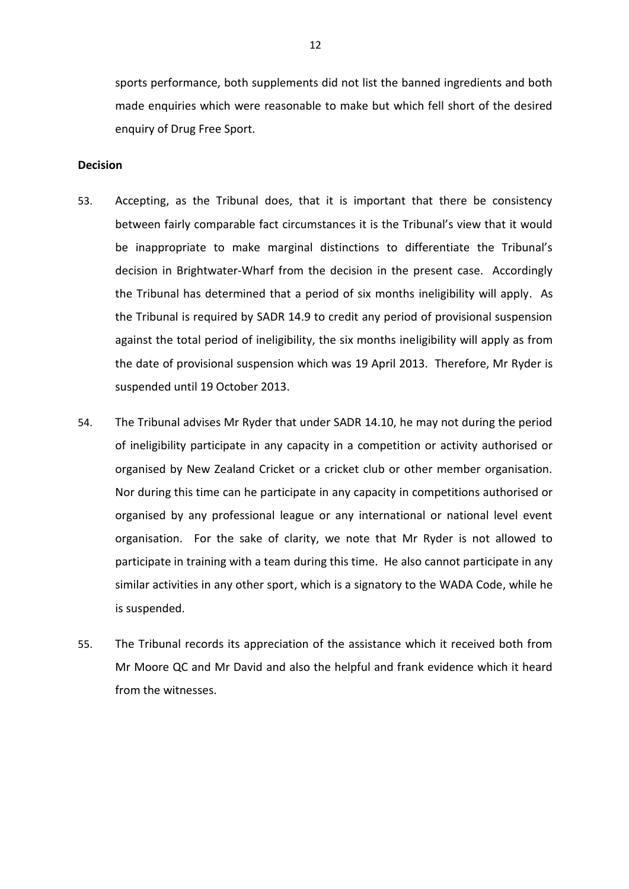sports performance, both supplements did not list the banned ingredients and both made enquiries which were reasonable to make but which fell short of the desired enquiry of Drug Free Sport.

**Decision**

53. Accepting, as the Tribunal does, that it is important that there be consistency between fairly comparable fact circumstances it is the Tribunal's view that it would be inappropriate to make marginal distinctions to differentiate the Tribunal's decision in Brightwater-Wharf from the decision in the present case. Accordingly the Tribunal has determined that a period of six months ineligibility will apply. As the Tribunal is required by SADR 14.9 to credit any period of provisional suspension against the total period of ineligibility, the six months ineligibility will apply as from the date of provisional suspension which was 19 April 2013. Therefore, Mr Ryder is suspended until 19 October 2013.

54. The Tribunal advises Mr Ryder that under SADR 14.10, he may not during the period of ineligibility participate in any capacity in a competition or activity authorised or organised by New Zealand Cricket or a cricket club or other member organisation. Nor during this time can he participate in any capacity in competitions authorised or organised by any professional league or any international or national level event organisation. For the sake of clarity, we note that Mr Ryder is not allowed to participate in training with a team during this time. He also cannot participate in any similar activities in any other sport, which is a signatory to the WADA Code, while he is suspended.

55. The Tribunal records its appreciation of the assistance which it received both from Mr Moore QC and Mr David and also the helpful and frank evidence which it heard from the witnesses.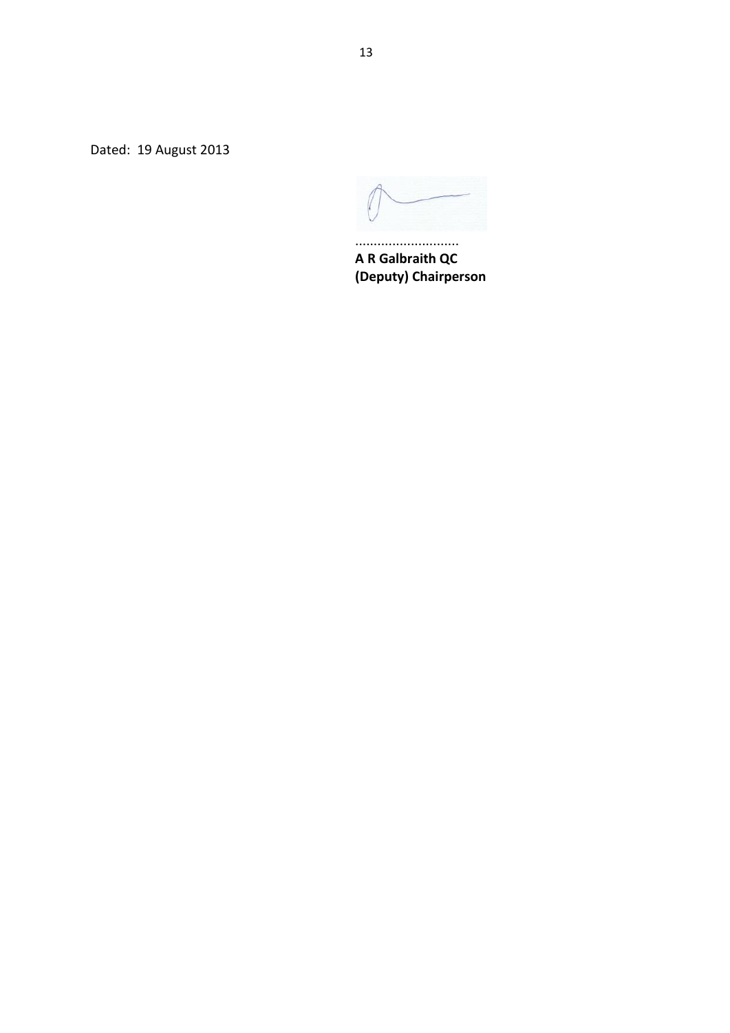Dated: 19 August 2013

...........................

**A R Galbraith QC**
**(Deputy) Chairperson**